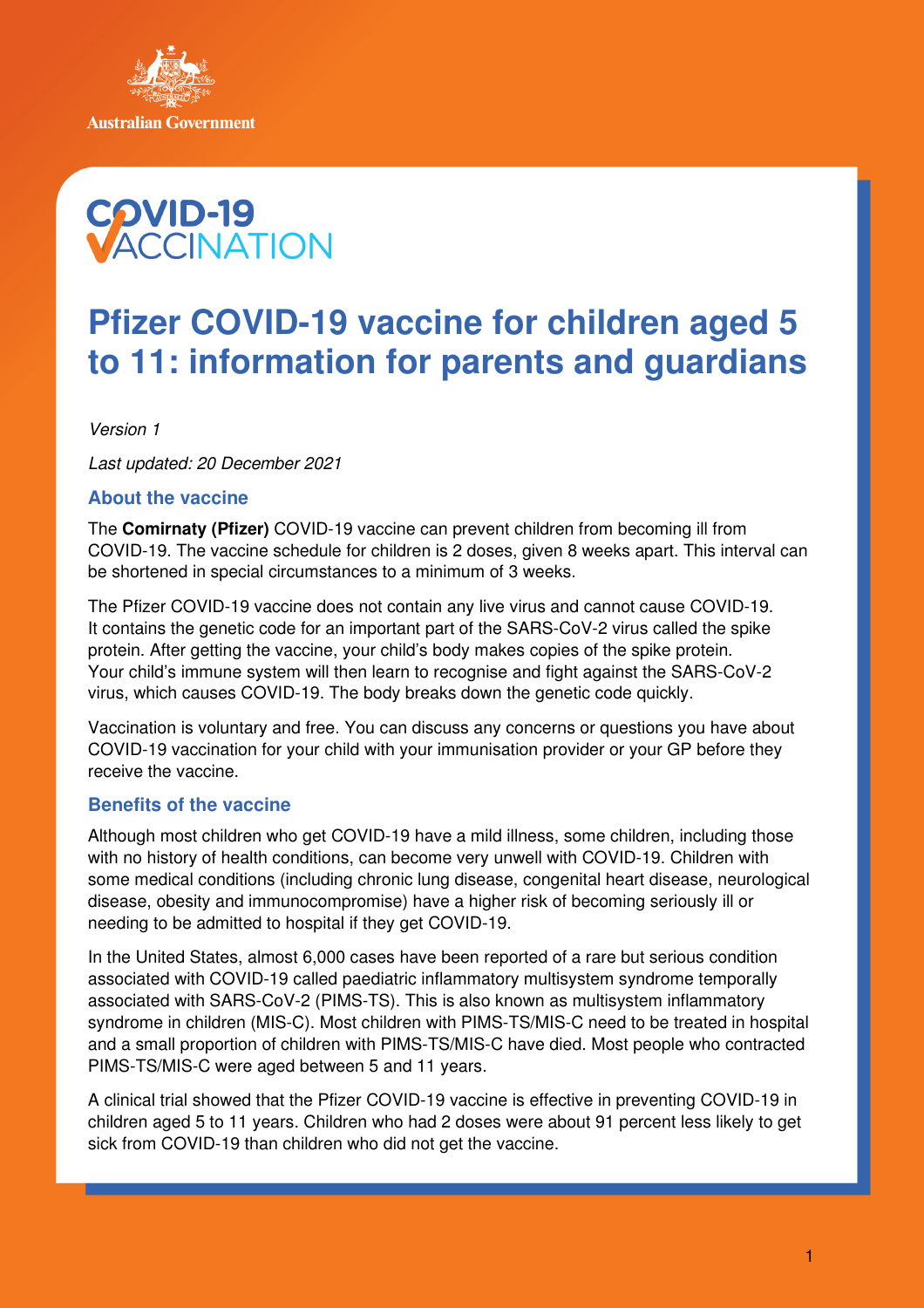Australian Government

COVID-19 VACCINATION

# Pfizer COVID-19 vaccine for children aged 5 to 11: information for parents and guardians

*Version 1*

*Last updated: 20 December 2021*

## About the vaccine

The **Comirnaty (Pfizer)** COVID-19 vaccine can prevent children from becoming ill from COVID-19. The vaccine schedule for children is 2 doses, given 8 weeks apart. This interval can be shortened in special circumstances to a minimum of 3 weeks.

The Pfizer COVID-19 vaccine does not contain any live virus and cannot cause COVID-19. It contains the genetic code for an important part of the SARS-CoV-2 virus called the spike protein. After getting the vaccine, your child's body makes copies of the spike protein. Your child's immune system will then learn to recognise and fight against the SARS-CoV-2 virus, which causes COVID-19. The body breaks down the genetic code quickly.

Vaccination is voluntary and free. You can discuss any concerns or questions you have about COVID-19 vaccination for your child with your immunisation provider or your GP before they receive the vaccine.

## Benefits of the vaccine

Although most children who get COVID-19 have a mild illness, some children, including those with no history of health conditions, can become very unwell with COVID-19. Children with some medical conditions (including chronic lung disease, congenital heart disease, neurological disease, obesity and immunocompromise) have a higher risk of becoming seriously ill or needing to be admitted to hospital if they get COVID-19.

In the United States, almost 6,000 cases have been reported of a rare but serious condition associated with COVID-19 called paediatric inflammatory multisystem syndrome temporally associated with SARS-CoV-2 (PIMS-TS). This is also known as multisystem inflammatory syndrome in children (MIS-C). Most children with PIMS-TS/MIS-C need to be treated in hospital and a small proportion of children with PIMS-TS/MIS-C have died. Most people who contracted PIMS-TS/MIS-C were aged between 5 and 11 years.

A clinical trial showed that the Pfizer COVID-19 vaccine is effective in preventing COVID-19 in children aged 5 to 11 years. Children who had 2 doses were about 91 percent less likely to get sick from COVID-19 than children who did not get the vaccine.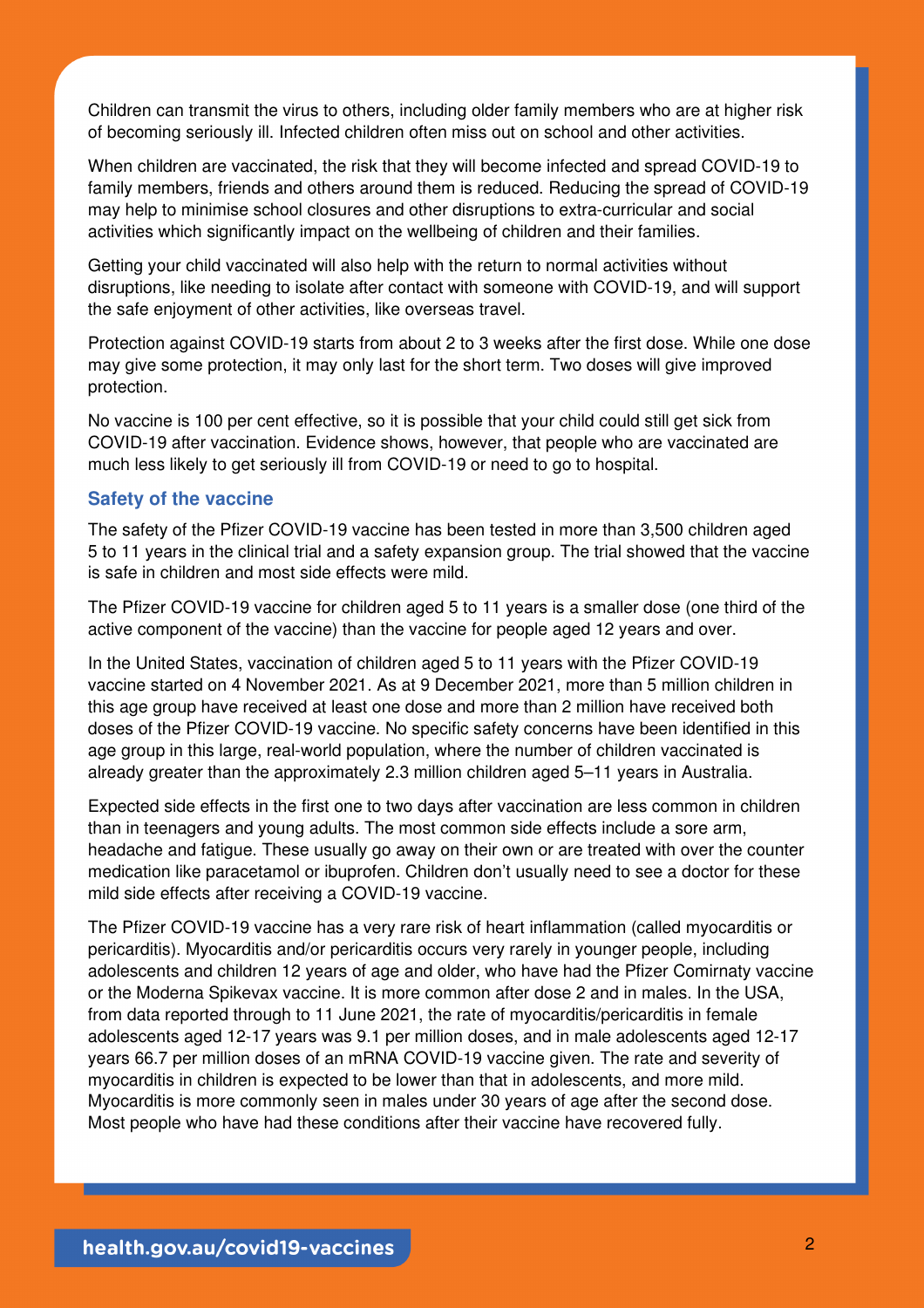Children can transmit the virus to others, including older family members who are at higher risk of becoming seriously ill. Infected children often miss out on school and other activities.

When children are vaccinated, the risk that they will become infected and spread COVID-19 to family members, friends and others around them is reduced. Reducing the spread of COVID-19 may help to minimise school closures and other disruptions to extra-curricular and social activities which significantly impact on the wellbeing of children and their families.

Getting your child vaccinated will also help with the return to normal activities without disruptions, like needing to isolate after contact with someone with COVID-19, and will support the safe enjoyment of other activities, like overseas travel.

Protection against COVID-19 starts from about 2 to 3 weeks after the first dose. While one dose may give some protection, it may only last for the short term. Two doses will give improved protection.

No vaccine is 100 per cent effective, so it is possible that your child could still get sick from COVID-19 after vaccination. Evidence shows, however, that people who are vaccinated are much less likely to get seriously ill from COVID-19 or need to go to hospital.

### Safety of the vaccine

The safety of the Pfizer COVID-19 vaccine has been tested in more than 3,500 children aged 5 to 11 years in the clinical trial and a safety expansion group. The trial showed that the vaccine is safe in children and most side effects were mild.

The Pfizer COVID-19 vaccine for children aged 5 to 11 years is a smaller dose (one third of the active component of the vaccine) than the vaccine for people aged 12 years and over.

In the United States, vaccination of children aged 5 to 11 years with the Pfizer COVID-19 vaccine started on 4 November 2021. As at 9 December 2021, more than 5 million children in this age group have received at least one dose and more than 2 million have received both doses of the Pfizer COVID-19 vaccine. No specific safety concerns have been identified in this age group in this large, real-world population, where the number of children vaccinated is already greater than the approximately 2.3 million children aged 5–11 years in Australia.

Expected side effects in the first one to two days after vaccination are less common in children than in teenagers and young adults. The most common side effects include a sore arm, headache and fatigue. These usually go away on their own or are treated with over the counter medication like paracetamol or ibuprofen. Children don't usually need to see a doctor for these mild side effects after receiving a COVID-19 vaccine.

The Pfizer COVID-19 vaccine has a very rare risk of heart inflammation (called myocarditis or pericarditis). Myocarditis and/or pericarditis occurs very rarely in younger people, including adolescents and children 12 years of age and older, who have had the Pfizer Comirnaty vaccine or the Moderna Spikevax vaccine. It is more common after dose 2 and in males. In the USA, from data reported through to 11 June 2021, the rate of myocarditis/pericarditis in female adolescents aged 12-17 years was 9.1 per million doses, and in male adolescents aged 12-17 years 66.7 per million doses of an mRNA COVID-19 vaccine given. The rate and severity of myocarditis in children is expected to be lower than that in adolescents, and more mild. Myocarditis is more commonly seen in males under 30 years of age after the second dose. Most people who have had these conditions after their vaccine have recovered fully.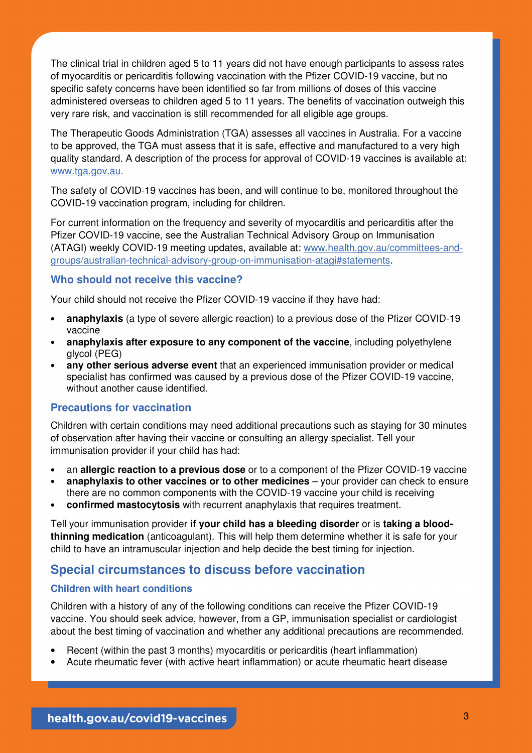The clinical trial in children aged 5 to 11 years did not have enough participants to assess rates of myocarditis or pericarditis following vaccination with the Pfizer COVID-19 vaccine, but no specific safety concerns have been identified so far from millions of doses of this vaccine administered overseas to children aged 5 to 11 years. The benefits of vaccination outweigh this very rare risk, and vaccination is still recommended for all eligible age groups.

The Therapeutic Goods Administration (TGA) assesses all vaccines in Australia. For a vaccine to be approved, the TGA must assess that it is safe, effective and manufactured to a very high quality standard. A description of the process for approval of COVID-19 vaccines is available at: [www.tga.gov.au](www.tga.gov.au).

The safety of COVID-19 vaccines has been, and will continue to be, monitored throughout the COVID-19 vaccination program, including for children.

For current information on the frequency and severity of myocarditis and pericarditis after the Pfizer COVID-19 vaccine, see the Australian Technical Advisory Group on Immunisation (ATAGI) weekly COVID-19 meeting updates, available at: [www.health.gov.au/committees-and-groups/australian-technical-advisory-group-on-immunisation-atagi#statements](www.health.gov.au/committees-and-groups/australian-technical-advisory-group-on-immunisation-atagi#statements).

### Who should not receive this vaccine?

Your child should not receive the Pfizer COVID-19 vaccine if they have had:

- **anaphylaxis** (a type of severe allergic reaction) to a previous dose of the Pfizer COVID-19 vaccine
- **anaphylaxis after exposure to any component of the vaccine**, including polyethylene glycol (PEG)
- **any other serious adverse event** that an experienced immunisation provider or medical specialist has confirmed was caused by a previous dose of the Pfizer COVID-19 vaccine, without another cause identified.

### Precautions for vaccination

Children with certain conditions may need additional precautions such as staying for 30 minutes of observation after having their vaccine or consulting an allergy specialist. Tell your immunisation provider if your child has had:

- an **allergic reaction to a previous dose** or to a component of the Pfizer COVID-19 vaccine
- **anaphylaxis to other vaccines or to other medicines** – your provider can check to ensure there are no common components with the COVID-19 vaccine your child is receiving
- **confirmed mastocytosis** with recurrent anaphylaxis that requires treatment.

Tell your immunisation provider **if your child has a bleeding disorder** or is **taking a blood-thinning medication** (anticoagulant). This will help them determine whether it is safe for your child to have an intramuscular injection and help decide the best timing for injection.

## Special circumstances to discuss before vaccination

### Children with heart conditions

Children with a history of any of the following conditions can receive the Pfizer COVID-19 vaccine. You should seek advice, however, from a GP, immunisation specialist or cardiologist about the best timing of vaccination and whether any additional precautions are recommended.

- Recent (within the past 3 months) myocarditis or pericarditis (heart inflammation)
- Acute rheumatic fever (with active heart inflammation) or acute rheumatic heart disease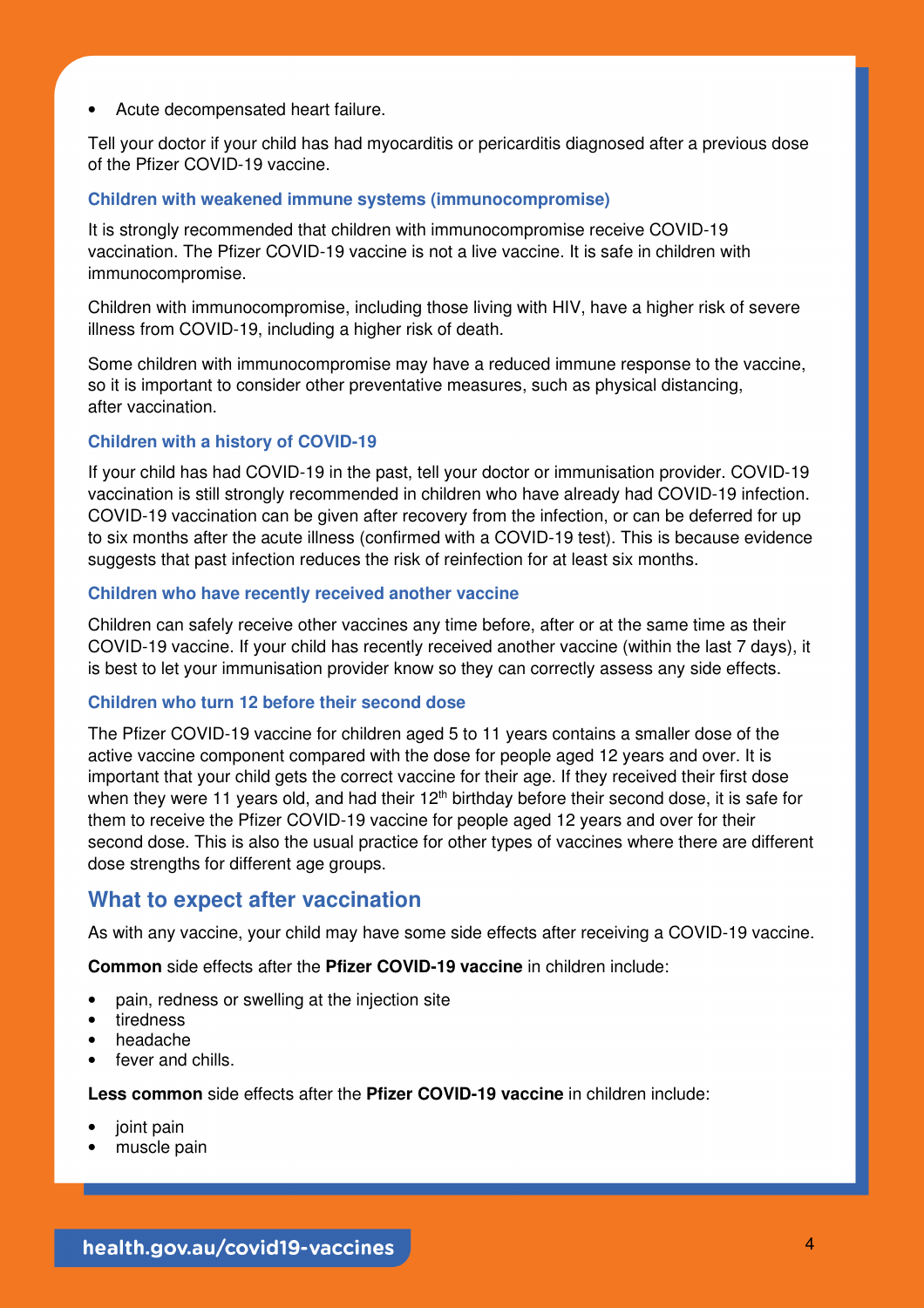- Acute decompensated heart failure.

Tell your doctor if your child has had myocarditis or pericarditis diagnosed after a previous dose of the Pfizer COVID-19 vaccine.

### Children with weakened immune systems (immunocompromise)

It is strongly recommended that children with immunocompromise receive COVID-19 vaccination. The Pfizer COVID-19 vaccine is not a live vaccine. It is safe in children with immunocompromise.

Children with immunocompromise, including those living with HIV, have a higher risk of severe illness from COVID-19, including a higher risk of death.

Some children with immunocompromise may have a reduced immune response to the vaccine, so it is important to consider other preventative measures, such as physical distancing, after vaccination.

### Children with a history of COVID-19

If your child has had COVID-19 in the past, tell your doctor or immunisation provider. COVID-19 vaccination is still strongly recommended in children who have already had COVID-19 infection. COVID-19 vaccination can be given after recovery from the infection, or can be deferred for up to six months after the acute illness (confirmed with a COVID-19 test). This is because evidence suggests that past infection reduces the risk of reinfection for at least six months.

### Children who have recently received another vaccine

Children can safely receive other vaccines any time before, after or at the same time as their COVID-19 vaccine. If your child has recently received another vaccine (within the last 7 days), it is best to let your immunisation provider know so they can correctly assess any side effects.

### Children who turn 12 before their second dose

The Pfizer COVID-19 vaccine for children aged 5 to 11 years contains a smaller dose of the active vaccine component compared with the dose for people aged 12 years and over. It is important that your child gets the correct vaccine for their age. If they received their first dose when they were 11 years old, and had their 12th birthday before their second dose, it is safe for them to receive the Pfizer COVID-19 vaccine for people aged 12 years and over for their second dose. This is also the usual practice for other types of vaccines where there are different dose strengths for different age groups.

## What to expect after vaccination

As with any vaccine, your child may have some side effects after receiving a COVID-19 vaccine.

**Common** side effects after the **Pfizer COVID-19 vaccine** in children include:

- pain, redness or swelling at the injection site
- tiredness
- headache
- fever and chills.

**Less common** side effects after the **Pfizer COVID-19 vaccine** in children include:

- joint pain
- muscle pain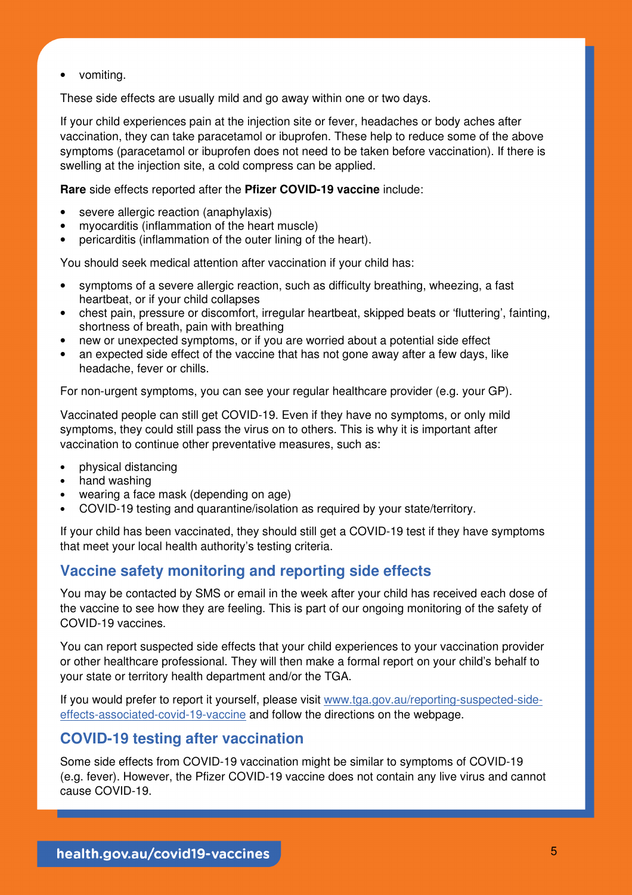- vomiting.

These side effects are usually mild and go away within one or two days.

If your child experiences pain at the injection site or fever, headaches or body aches after vaccination, they can take paracetamol or ibuprofen. These help to reduce some of the above symptoms (paracetamol or ibuprofen does not need to be taken before vaccination). If there is swelling at the injection site, a cold compress can be applied.

**Rare** side effects reported after the **Pfizer COVID-19 vaccine** include:

- severe allergic reaction (anaphylaxis)
- myocarditis (inflammation of the heart muscle)
- pericarditis (inflammation of the outer lining of the heart).

You should seek medical attention after vaccination if your child has:

- symptoms of a severe allergic reaction, such as difficulty breathing, wheezing, a fast heartbeat, or if your child collapses
- chest pain, pressure or discomfort, irregular heartbeat, skipped beats or 'fluttering', fainting, shortness of breath, pain with breathing
- new or unexpected symptoms, or if you are worried about a potential side effect
- an expected side effect of the vaccine that has not gone away after a few days, like headache, fever or chills.

For non-urgent symptoms, you can see your regular healthcare provider (e.g. your GP).

Vaccinated people can still get COVID-19. Even if they have no symptoms, or only mild symptoms, they could still pass the virus on to others. This is why it is important after vaccination to continue other preventative measures, such as:

- physical distancing
- hand washing
- wearing a face mask (depending on age)
- COVID-19 testing and quarantine/isolation as required by your state/territory.

If your child has been vaccinated, they should still get a COVID-19 test if they have symptoms that meet your local health authority's testing criteria.

## Vaccine safety monitoring and reporting side effects

You may be contacted by SMS or email in the week after your child has received each dose of the vaccine to see how they are feeling. This is part of our ongoing monitoring of the safety of COVID-19 vaccines.

You can report suspected side effects that your child experiences to your vaccination provider or other healthcare professional. They will then make a formal report on your child's behalf to your state or territory health department and/or the TGA.

If you would prefer to report it yourself, please visit [www.tga.gov.au/reporting-suspected-side-effects-associated-covid-19-vaccine](http://www.tga.gov.au/reporting-suspected-side-effects-associated-covid-19-vaccine) and follow the directions on the webpage.

## COVID-19 testing after vaccination

Some side effects from COVID-19 vaccination might be similar to symptoms of COVID-19 (e.g. fever). However, the Pfizer COVID-19 vaccine does not contain any live virus and cannot cause COVID-19.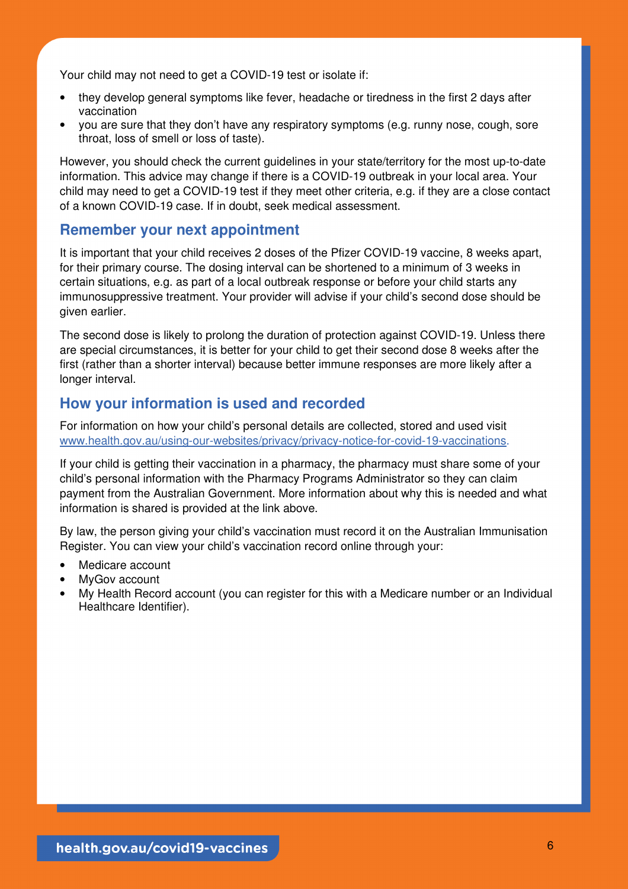Your child may not need to get a COVID-19 test or isolate if:

- they develop general symptoms like fever, headache or tiredness in the first 2 days after vaccination
- you are sure that they don't have any respiratory symptoms (e.g. runny nose, cough, sore throat, loss of smell or loss of taste).

However, you should check the current guidelines in your state/territory for the most up-to-date information. This advice may change if there is a COVID-19 outbreak in your local area. Your child may need to get a COVID-19 test if they meet other criteria, e.g. if they are a close contact of a known COVID-19 case. If in doubt, seek medical assessment.

## Remember your next appointment

It is important that your child receives 2 doses of the Pfizer COVID-19 vaccine, 8 weeks apart, for their primary course. The dosing interval can be shortened to a minimum of 3 weeks in certain situations, e.g. as part of a local outbreak response or before your child starts any immunosuppressive treatment. Your provider will advise if your child's second dose should be given earlier.

The second dose is likely to prolong the duration of protection against COVID-19. Unless there are special circumstances, it is better for your child to get their second dose 8 weeks after the first (rather than a shorter interval) because better immune responses are more likely after a longer interval.

## How your information is used and recorded

For information on how your child's personal details are collected, stored and used visit [www.health.gov.au/using-our-websites/privacy/privacy-notice-for-covid-19-vaccinations](http://www.health.gov.au/using-our-websites/privacy/privacy-notice-for-covid-19-vaccinations).

If your child is getting their vaccination in a pharmacy, the pharmacy must share some of your child's personal information with the Pharmacy Programs Administrator so they can claim payment from the Australian Government. More information about why this is needed and what information is shared is provided at the link above.

By law, the person giving your child's vaccination must record it on the Australian Immunisation Register. You can view your child's vaccination record online through your:

- Medicare account
- MyGov account
- My Health Record account (you can register for this with a Medicare number or an Individual Healthcare Identifier).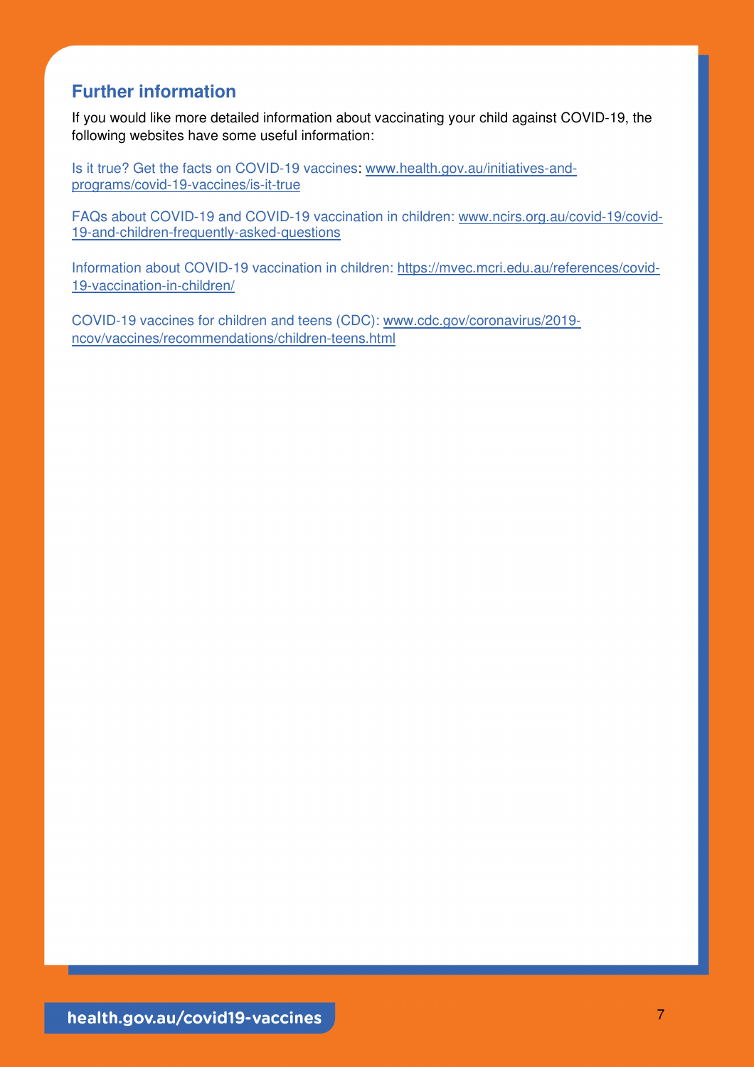## Further information

If you would like more detailed information about vaccinating your child against COVID-19, the following websites have some useful information:

Is it true? Get the facts on COVID-19 vaccines: www.health.gov.au/initiatives-and-programs/covid-19-vaccines/is-it-true

FAQs about COVID-19 and COVID-19 vaccination in children: www.ncirs.org.au/covid-19/covid-19-and-children-frequently-asked-questions

Information about COVID-19 vaccination in children: https://mvec.mcri.edu.au/references/covid-19-vaccination-in-children/

COVID-19 vaccines for children and teens (CDC): www.cdc.gov/coronavirus/2019-ncov/vaccines/recommendations/children-teens.html